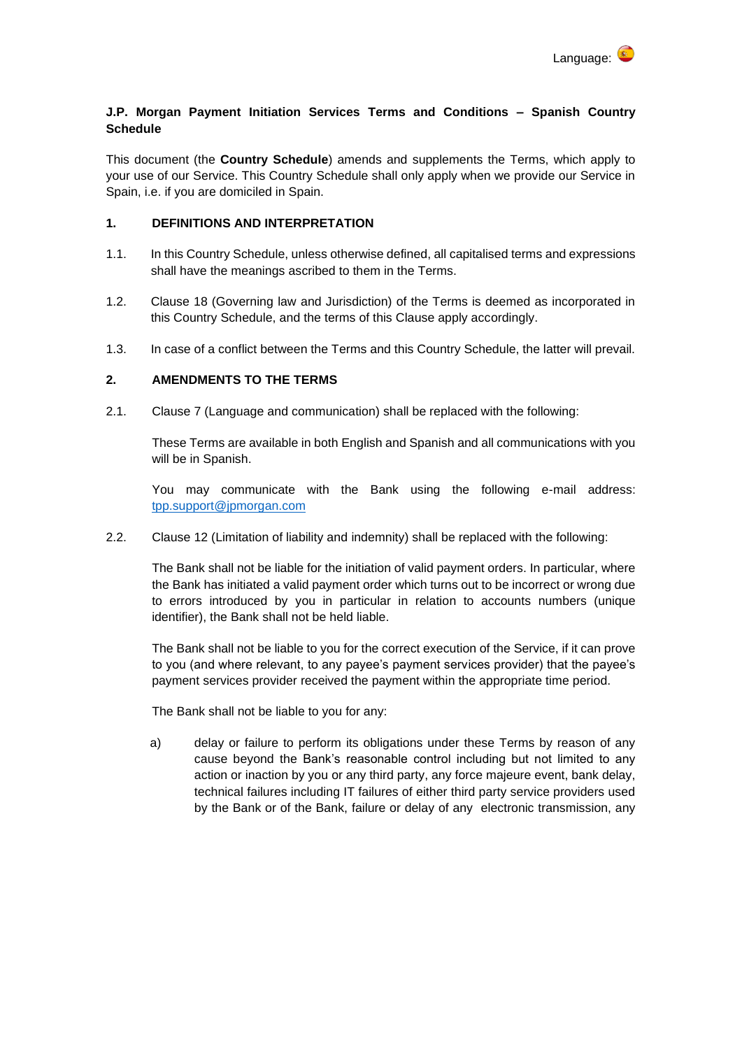Language:

**J.P. Morgan Payment Initiation Services Terms and Conditions – Spanish Country Schedule**

This document (the **Country Schedule**) amends and supplements the Terms, which apply to your use of our Service. This Country Schedule shall only apply when we provide our Service in Spain, i.e. if you are domiciled in Spain.

## 1. DEFINITIONS AND INTERPRETATION

1.1. In this Country Schedule, unless otherwise defined, all capitalised terms and expressions shall have the meanings ascribed to them in the Terms.

1.2. Clause 18 (Governing law and Jurisdiction) of the Terms is deemed as incorporated in this Country Schedule, and the terms of this Clause apply accordingly.

1.3. In case of a conflict between the Terms and this Country Schedule, the latter will prevail.

## 2. AMENDMENTS TO THE TERMS

2.1. Clause 7 (Language and communication) shall be replaced with the following:

These Terms are available in both English and Spanish and all communications with you will be in Spanish.

You may communicate with the Bank using the following e-mail address: tpp.support@jpmorgan.com

2.2. Clause 12 (Limitation of liability and indemnity) shall be replaced with the following:

The Bank shall not be liable for the initiation of valid payment orders. In particular, where the Bank has initiated a valid payment order which turns out to be incorrect or wrong due to errors introduced by you in particular in relation to accounts numbers (unique identifier), the Bank shall not be held liable.

The Bank shall not be liable to you for the correct execution of the Service, if it can prove to you (and where relevant, to any payee's payment services provider) that the payee's payment services provider received the payment within the appropriate time period.

The Bank shall not be liable to you for any:

a) delay or failure to perform its obligations under these Terms by reason of any cause beyond the Bank's reasonable control including but not limited to any action or inaction by you or any third party, any force majeure event, bank delay, technical failures including IT failures of either third party service providers used by the Bank or of the Bank, failure or delay of any electronic transmission, any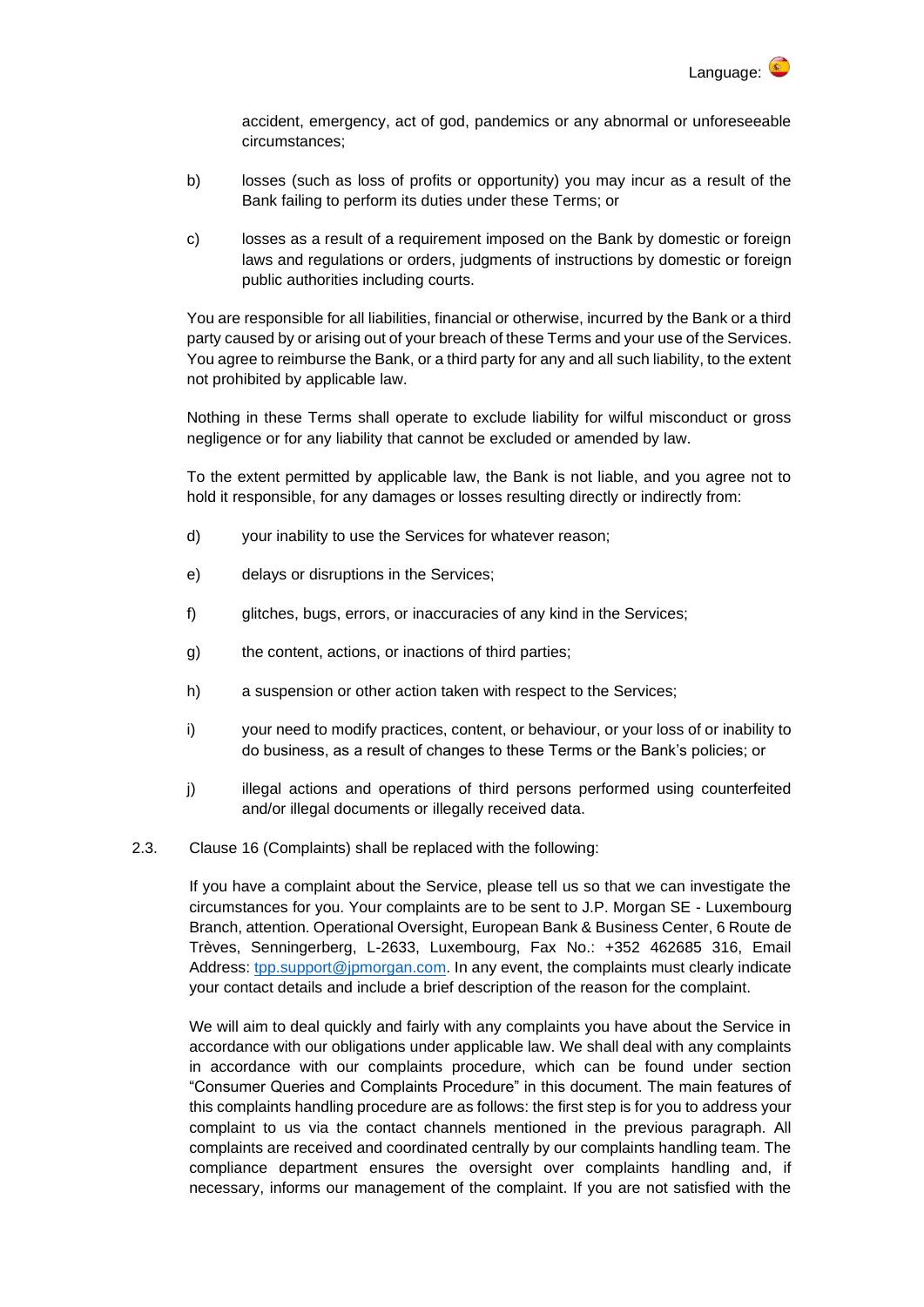accident, emergency, act of god, pandemics or any abnormal or unforeseeable circumstances;

b) losses (such as loss of profits or opportunity) you may incur as a result of the Bank failing to perform its duties under these Terms; or

c) losses as a result of a requirement imposed on the Bank by domestic or foreign laws and regulations or orders, judgments of instructions by domestic or foreign public authorities including courts.

You are responsible for all liabilities, financial or otherwise, incurred by the Bank or a third party caused by or arising out of your breach of these Terms and your use of the Services. You agree to reimburse the Bank, or a third party for any and all such liability, to the extent not prohibited by applicable law.

Nothing in these Terms shall operate to exclude liability for wilful misconduct or gross negligence or for any liability that cannot be excluded or amended by law.

To the extent permitted by applicable law, the Bank is not liable, and you agree not to hold it responsible, for any damages or losses resulting directly or indirectly from:

d) your inability to use the Services for whatever reason;

e) delays or disruptions in the Services;

f) glitches, bugs, errors, or inaccuracies of any kind in the Services;

g) the content, actions, or inactions of third parties;

h) a suspension or other action taken with respect to the Services;

i) your need to modify practices, content, or behaviour, or your loss of or inability to do business, as a result of changes to these Terms or the Bank's policies; or

j) illegal actions and operations of third persons performed using counterfeited and/or illegal documents or illegally received data.

2.3. Clause 16 (Complaints) shall be replaced with the following:

If you have a complaint about the Service, please tell us so that we can investigate the circumstances for you. Your complaints are to be sent to J.P. Morgan SE - Luxembourg Branch, attention. Operational Oversight, European Bank & Business Center, 6 Route de Trèves, Senningerberg, L-2633, Luxembourg, Fax No.: +352 462685 316, Email Address: [tpp.support@jpmorgan.com](mailto:tpp.support@jpmorgan.com). In any event, the complaints must clearly indicate your contact details and include a brief description of the reason for the complaint.

We will aim to deal quickly and fairly with any complaints you have about the Service in accordance with our obligations under applicable law. We shall deal with any complaints in accordance with our complaints procedure, which can be found under section "Consumer Queries and Complaints Procedure" in this document. The main features of this complaints handling procedure are as follows: the first step is for you to address your complaint to us via the contact channels mentioned in the previous paragraph. All complaints are received and coordinated centrally by our complaints handling team. The compliance department ensures the oversight over complaints handling and, if necessary, informs our management of the complaint. If you are not satisfied with the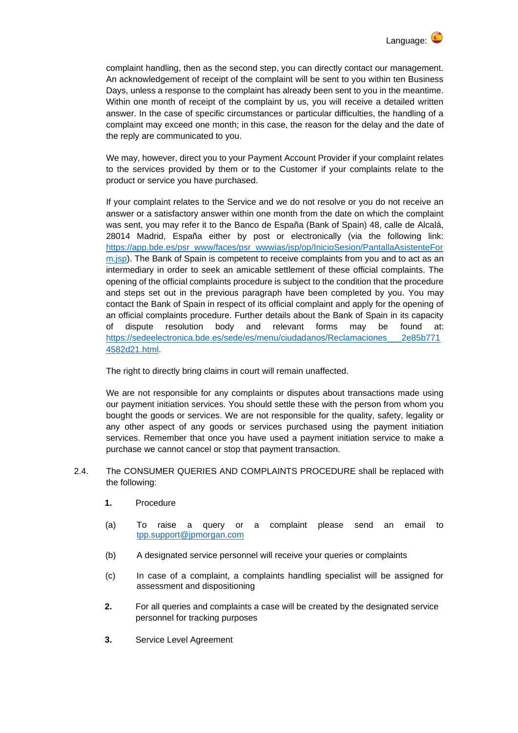complaint handling, then as the second step, you can directly contact our management. An acknowledgement of receipt of the complaint will be sent to you within ten Business Days, unless a response to the complaint has already been sent to you in the meantime. Within one month of receipt of the complaint by us, you will receive a detailed written answer. In the case of specific circumstances or particular difficulties, the handling of a complaint may exceed one month; in this case, the reason for the delay and the date of the reply are communicated to you.

We may, however, direct you to your Payment Account Provider if your complaint relates to the services provided by them or to the Customer if your complaints relate to the product or service you have purchased.

If your complaint relates to the Service and we do not resolve or you do not receive an answer or a satisfactory answer within one month from the date on which the complaint was sent, you may refer it to the Banco de España (Bank of Spain) 48, calle de Alcalá, 28014 Madrid, España either by post or electronically (via the following link: https://app.bde.es/psr_www/faces/psr_wwwias/jsp/op/InicioSesion/PantallaAsistenteForm.jsp). The Bank of Spain is competent to receive complaints from you and to act as an intermediary in order to seek an amicable settlement of these official complaints. The opening of the official complaints procedure is subject to the condition that the procedure and steps set out in the previous paragraph have been completed by you. You may contact the Bank of Spain in respect of its official complaint and apply for the opening of an official complaints procedure. Further details about the Bank of Spain in its capacity of dispute resolution body and relevant forms may be found at: https://sedeelectronica.bde.es/sede/es/menu/ciudadanos/Reclamaciones___2e85b7714582d21.html.

The right to directly bring claims in court will remain unaffected.

We are not responsible for any complaints or disputes about transactions made using our payment initiation services. You should settle these with the person from whom you bought the goods or services. We are not responsible for the quality, safety, legality or any other aspect of any goods or services purchased using the payment initiation services. Remember that once you have used a payment initiation service to make a purchase we cannot cancel or stop that payment transaction.

2.4. The CONSUMER QUERIES AND COMPLAINTS PROCEDURE shall be replaced with the following:

**1.** Procedure

(a) To raise a query or a complaint please send an email to tpp.support@jpmorgan.com

(b) A designated service personnel will receive your queries or complaints

(c) In case of a complaint, a complaints handling specialist will be assigned for assessment and dispositioning

**2.** For all queries and complaints a case will be created by the designated service personnel for tracking purposes

**3.** Service Level Agreement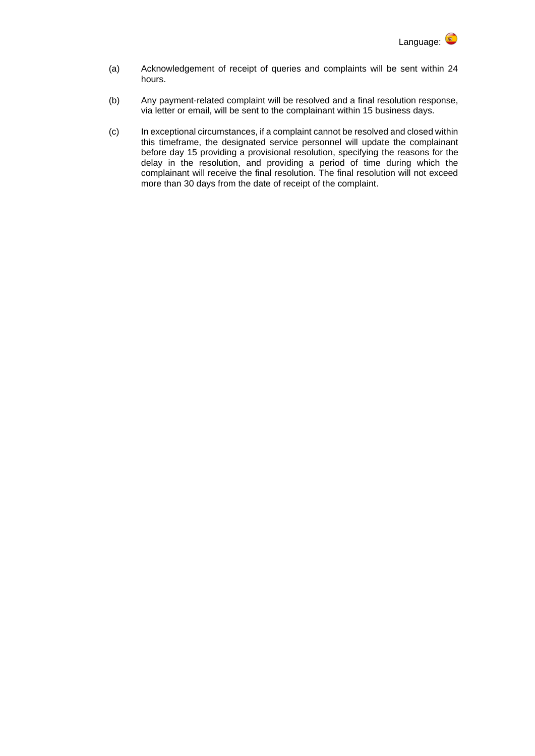(a) Acknowledgement of receipt of queries and complaints will be sent within 24 hours.

(b) Any payment-related complaint will be resolved and a final resolution response, via letter or email, will be sent to the complainant within 15 business days.

(c) In exceptional circumstances, if a complaint cannot be resolved and closed within this timeframe, the designated service personnel will update the complainant before day 15 providing a provisional resolution, specifying the reasons for the delay in the resolution, and providing a period of time during which the complainant will receive the final resolution. The final resolution will not exceed more than 30 days from the date of receipt of the complaint.